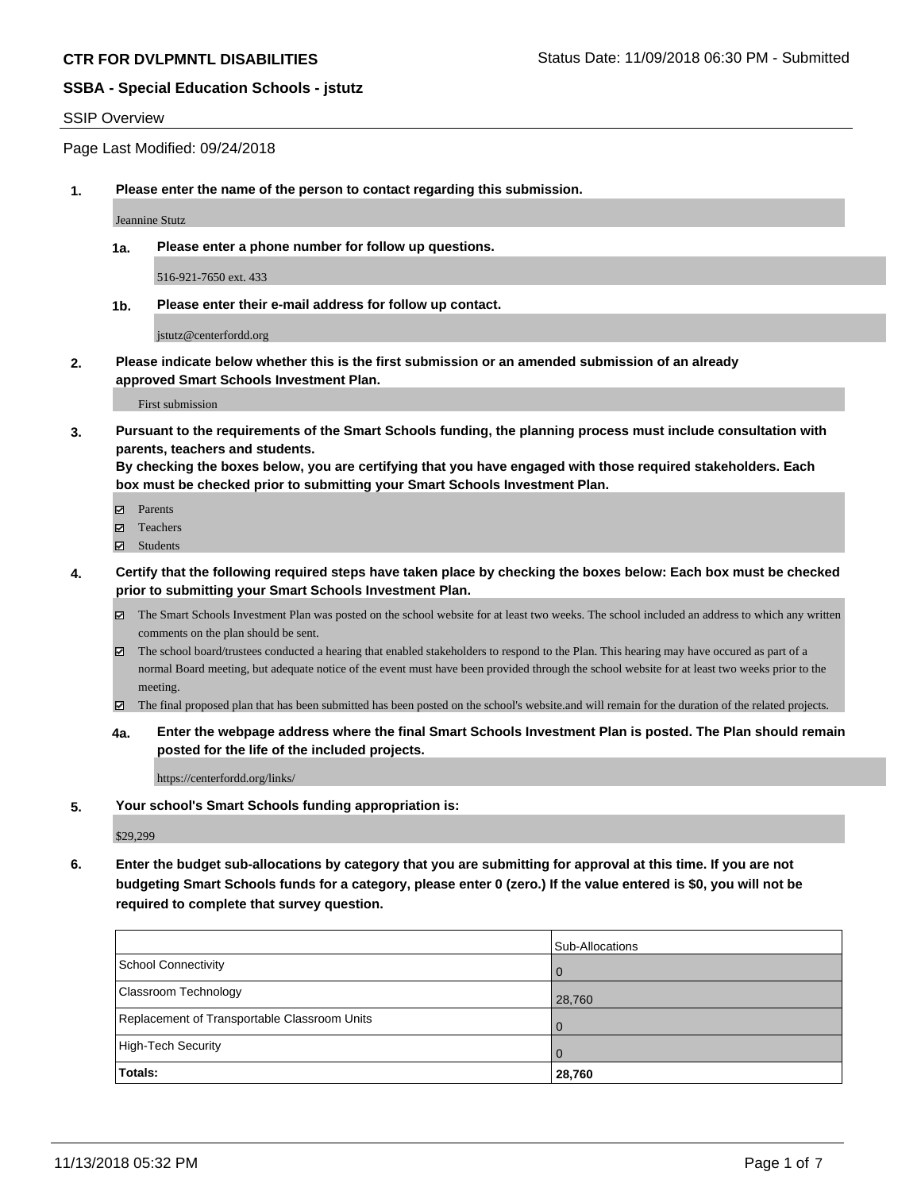**CTR FOR DVLPMNTL DISABILITIES**

Status Date: 11/09/2018 06:30 PM - Submitted

**SSBA - Special Education Schools - jstutz**

SSIP Overview

Page Last Modified: 09/24/2018

**1. Please enter the name of the person to contact regarding this submission.**

Jeannine Stutz

**1a. Please enter a phone number for follow up questions.**

516-921-7650 ext. 433

**1b. Please enter their e-mail address for follow up contact.**

jstutz@centerfordd.org

**2. Please indicate below whether this is the first submission or an amended submission of an already approved Smart Schools Investment Plan.**

First submission

**3. Pursuant to the requirements of the Smart Schools funding, the planning process must include consultation with parents, teachers and students.**
**By checking the boxes below, you are certifying that you have engaged with those required stakeholders. Each box must be checked prior to submitting your Smart Schools Investment Plan.**

- ☑ Parents
- ☑ Teachers
- ☑ Students

**4. Certify that the following required steps have taken place by checking the boxes below: Each box must be checked prior to submitting your Smart Schools Investment Plan.**

- ☑ The Smart Schools Investment Plan was posted on the school website for at least two weeks. The school included an address to which any written comments on the plan should be sent.
- ☑ The school board/trustees conducted a hearing that enabled stakeholders to respond to the Plan. This hearing may have occured as part of a normal Board meeting, but adequate notice of the event must have been provided through the school website for at least two weeks prior to the meeting.
- ☑ The final proposed plan that has been submitted has been posted on the school's website.and will remain for the duration of the related projects.

**4a. Enter the webpage address where the final Smart Schools Investment Plan is posted. The Plan should remain posted for the life of the included projects.**

https://centerfordd.org/links/

**5. Your school's Smart Schools funding appropriation is:**

$29,299

**6. Enter the budget sub-allocations by category that you are submitting for approval at this time. If you are not budgeting Smart Schools funds for a category, please enter 0 (zero.) If the value entered is $0, you will not be required to complete that survey question.**

| | Sub-Allocations |
|---|---|
| School Connectivity | 0 |
| Classroom Technology | 28,760 |
| Replacement of Transportable Classroom Units | 0 |
| High-Tech Security | 0 |
| **Totals:** | **28,760** |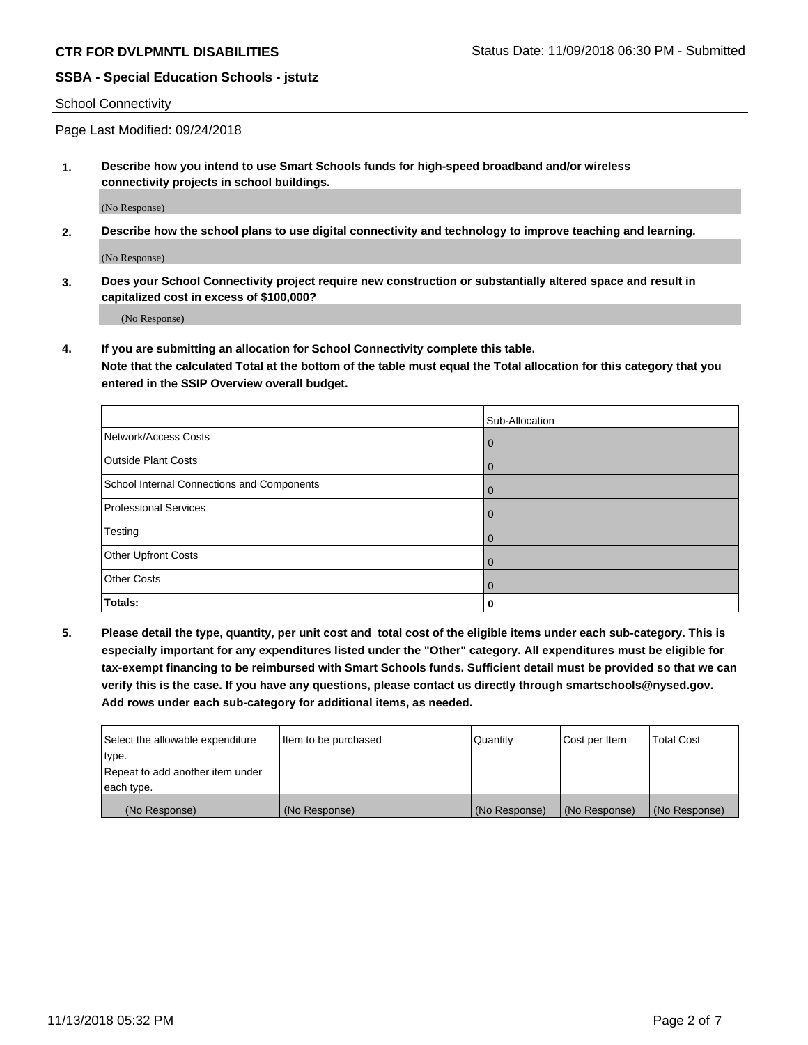School Connectivity

Page Last Modified: 09/24/2018

**1. Describe how you intend to use Smart Schools funds for high-speed broadband and/or wireless connectivity projects in school buildings.**

(No Response)

**2. Describe how the school plans to use digital connectivity and technology to improve teaching and learning.**

(No Response)

**3. Does your School Connectivity project require new construction or substantially altered space and result in capitalized cost in excess of $100,000?**

(No Response)

**4. If you are submitting an allocation for School Connectivity complete this table.**
**Note that the calculated Total at the bottom of the table must equal the Total allocation for this category that you entered in the SSIP Overview overall budget.**

| | Sub-Allocation |
|---|---|
| Network/Access Costs | 0 |
| Outside Plant Costs | 0 |
| School Internal Connections and Components | 0 |
| Professional Services | 0 |
| Testing | 0 |
| Other Upfront Costs | 0 |
| Other Costs | 0 |
| **Totals:** | **0** |

**5. Please detail the type, quantity, per unit cost and total cost of the eligible items under each sub-category. This is especially important for any expenditures listed under the "Other" category. All expenditures must be eligible for tax-exempt financing to be reimbursed with Smart Schools funds. Sufficient detail must be provided so that we can verify this is the case. If you have any questions, please contact us directly through smartschools@nysed.gov. Add rows under each sub-category for additional items, as needed.**

| Select the allowable expenditure type. Repeat to add another item under each type. | Item to be purchased | Quantity | Cost per Item | Total Cost |
|---|---|---|---|---|
| (No Response) | (No Response) | (No Response) | (No Response) | (No Response) |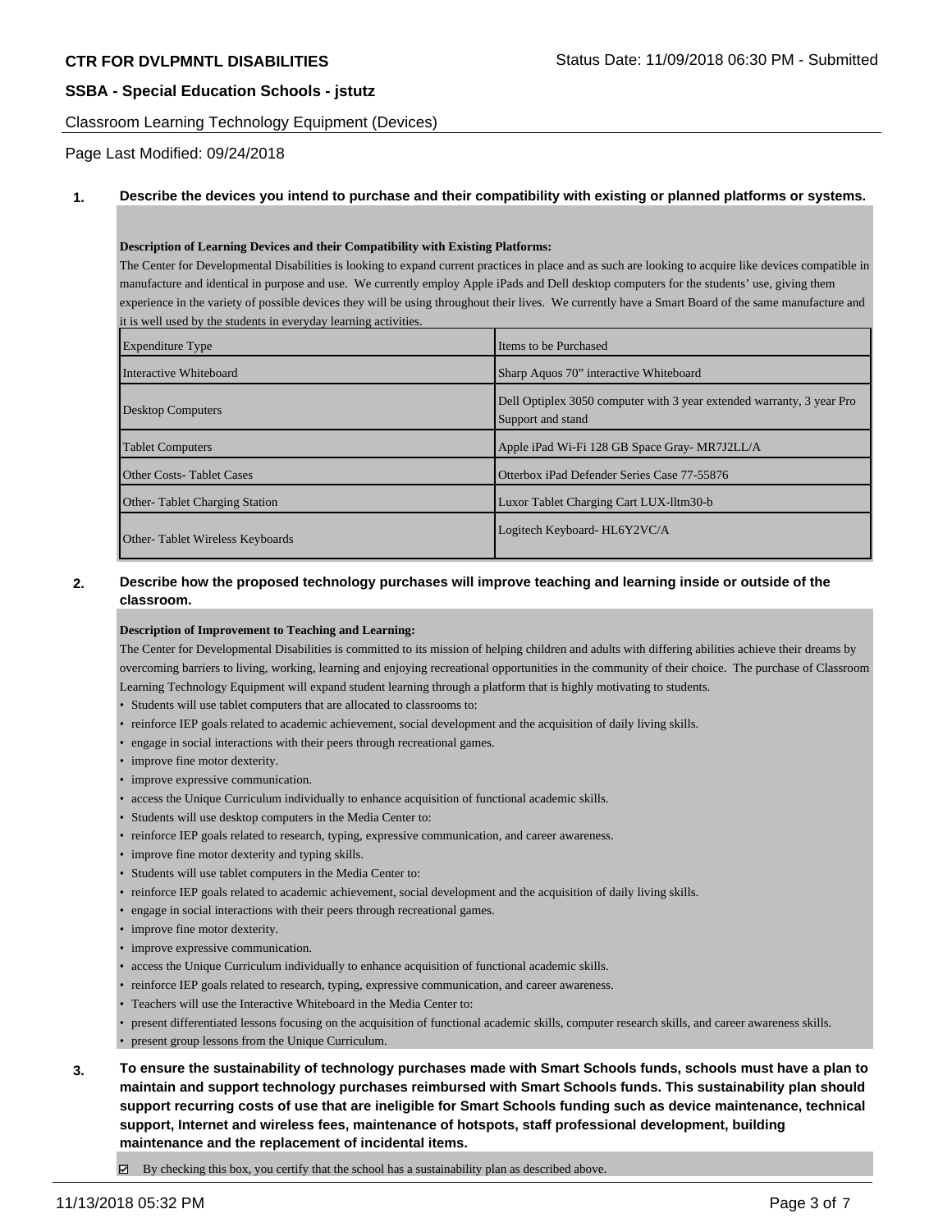**CTR FOR DVLPMNTL DISABILITIES** Status Date: 11/09/2018 06:30 PM - Submitted

**SSBA - Special Education Schools - jstutz**

Classroom Learning Technology Equipment (Devices)

Page Last Modified: 09/24/2018

**1. Describe the devices you intend to purchase and their compatibility with existing or planned platforms or systems.**

**Description of Learning Devices and their Compatibility with Existing Platforms:**

The Center for Developmental Disabilities is looking to expand current practices in place and as such are looking to acquire like devices compatible in manufacture and identical in purpose and use. We currently employ Apple iPads and Dell desktop computers for the students' use, giving them experience in the variety of possible devices they will be using throughout their lives. We currently have a Smart Board of the same manufacture and it is well used by the students in everyday learning activities.

| Expenditure Type | Items to be Purchased |
|---|---|
| Interactive Whiteboard | Sharp Aquos 70" interactive Whiteboard |
| Desktop Computers | Dell Optiplex 3050 computer with 3 year extended warranty, 3 year Pro Support and stand |
| Tablet Computers | Apple iPad Wi-Fi 128 GB Space Gray- MR7J2LL/A |
| Other Costs- Tablet Cases | Otterbox iPad Defender Series Case 77-55876 |
| Other- Tablet Charging Station | Luxor Tablet Charging Cart LUX-lltm30-b |
| Other- Tablet Wireless Keyboards | Logitech Keyboard- HL6Y2VC/A |

**2. Describe how the proposed technology purchases will improve teaching and learning inside or outside of the classroom.**

**Description of Improvement to Teaching and Learning:**

The Center for Developmental Disabilities is committed to its mission of helping children and adults with differing abilities achieve their dreams by overcoming barriers to living, working, learning and enjoying recreational opportunities in the community of their choice. The purchase of Classroom Learning Technology Equipment will expand student learning through a platform that is highly motivating to students.

- Students will use tablet computers that are allocated to classrooms to:
- reinforce IEP goals related to academic achievement, social development and the acquisition of daily living skills.
- engage in social interactions with their peers through recreational games.
- improve fine motor dexterity.
- improve expressive communication.
- access the Unique Curriculum individually to enhance acquisition of functional academic skills.
- Students will use desktop computers in the Media Center to:
- reinforce IEP goals related to research, typing, expressive communication, and career awareness.
- improve fine motor dexterity and typing skills.
- Students will use tablet computers in the Media Center to:
- reinforce IEP goals related to academic achievement, social development and the acquisition of daily living skills.
- engage in social interactions with their peers through recreational games.
- improve fine motor dexterity.
- improve expressive communication.
- access the Unique Curriculum individually to enhance acquisition of functional academic skills.
- reinforce IEP goals related to research, typing, expressive communication, and career awareness.
- Teachers will use the Interactive Whiteboard in the Media Center to:
- present differentiated lessons focusing on the acquisition of functional academic skills, computer research skills, and career awareness skills.
- present group lessons from the Unique Curriculum.

**3. To ensure the sustainability of technology purchases made with Smart Schools funds, schools must have a plan to maintain and support technology purchases reimbursed with Smart Schools funds. This sustainability plan should support recurring costs of use that are ineligible for Smart Schools funding such as device maintenance, technical support, Internet and wireless fees, maintenance of hotspots, staff professional development, building maintenance and the replacement of incidental items.**

☑ By checking this box, you certify that the school has a sustainability plan as described above.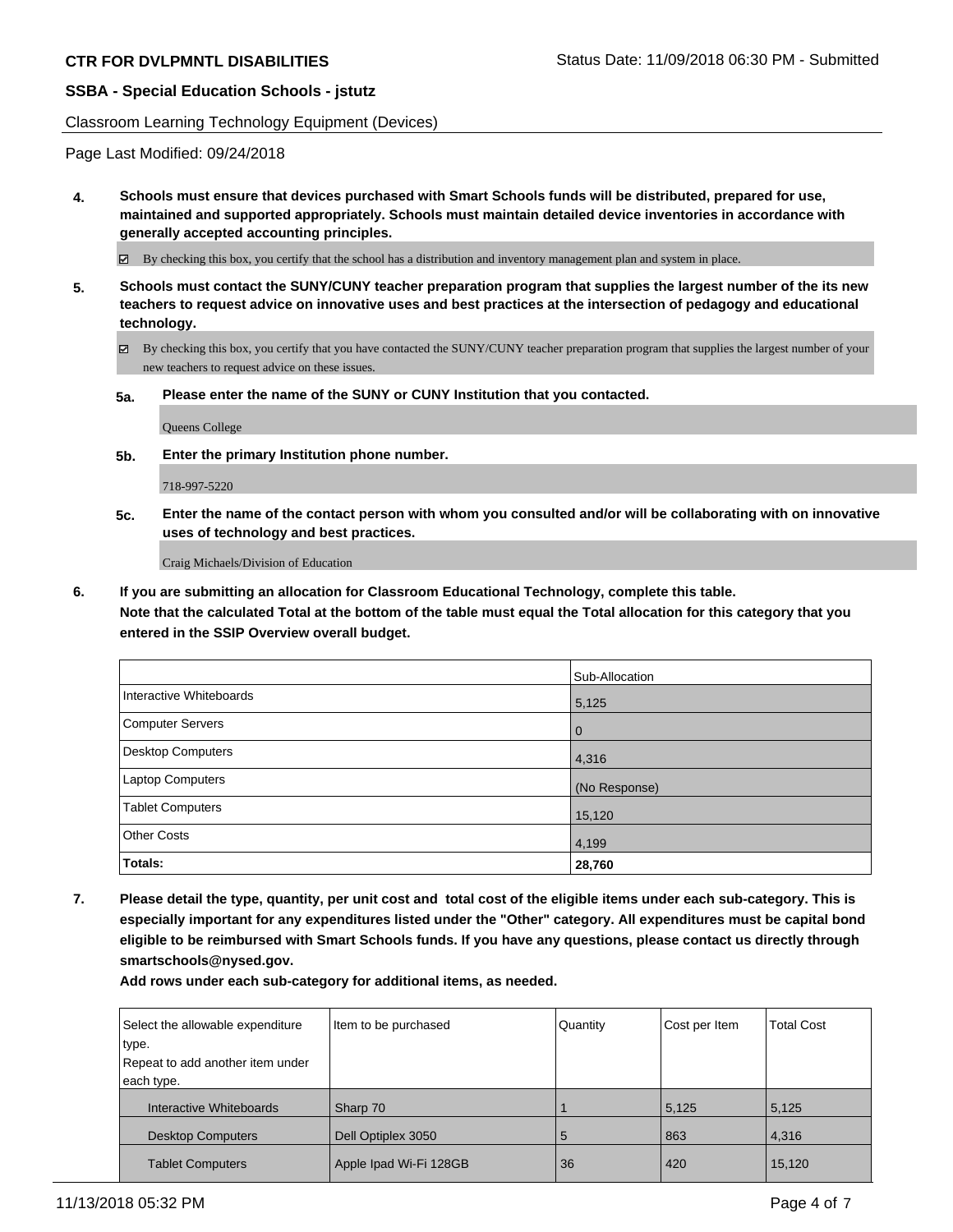Classroom Learning Technology Equipment (Devices)

Page Last Modified: 09/24/2018

**4. Schools must ensure that devices purchased with Smart Schools funds will be distributed, prepared for use, maintained and supported appropriately. Schools must maintain detailed device inventories in accordance with generally accepted accounting principles.**

☑ By checking this box, you certify that the school has a distribution and inventory management plan and system in place.

**5. Schools must contact the SUNY/CUNY teacher preparation program that supplies the largest number of the its new teachers to request advice on innovative uses and best practices at the intersection of pedagogy and educational technology.**

☑ By checking this box, you certify that you have contacted the SUNY/CUNY teacher preparation program that supplies the largest number of your new teachers to request advice on these issues.

**5a. Please enter the name of the SUNY or CUNY Institution that you contacted.**

Queens College

**5b. Enter the primary Institution phone number.**

718-997-5220

**5c. Enter the name of the contact person with whom you consulted and/or will be collaborating with on innovative uses of technology and best practices.**

Craig Michaels/Division of Education

**6. If you are submitting an allocation for Classroom Educational Technology, complete this table.**
**Note that the calculated Total at the bottom of the table must equal the Total allocation for this category that you entered in the SSIP Overview overall budget.**

| | Sub-Allocation |
|---|---|
| Interactive Whiteboards | 5,125 |
| Computer Servers | 0 |
| Desktop Computers | 4,316 |
| Laptop Computers | (No Response) |
| Tablet Computers | 15,120 |
| Other Costs | 4,199 |
| **Totals:** | **28,760** |

**7. Please detail the type, quantity, per unit cost and total cost of the eligible items under each sub-category. This is especially important for any expenditures listed under the "Other" category. All expenditures must be capital bond eligible to be reimbursed with Smart Schools funds. If you have any questions, please contact us directly through smartschools@nysed.gov.**

**Add rows under each sub-category for additional items, as needed.**

| Select the allowable expenditure type. Repeat to add another item under each type. | Item to be purchased | Quantity | Cost per Item | Total Cost |
|---|---|---|---|---|
| Interactive Whiteboards | Sharp 70 | 1 | 5,125 | 5,125 |
| Desktop Computers | Dell Optiplex 3050 | 5 | 863 | 4,316 |
| Tablet Computers | Apple Ipad Wi-Fi 128GB | 36 | 420 | 15,120 |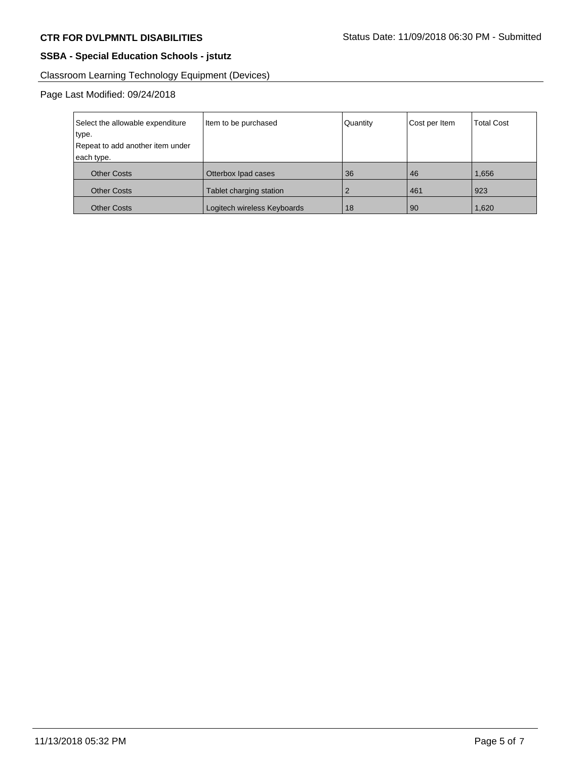**CTR FOR DVLPMNTL DISABILITIES** Status Date: 11/09/2018 06:30 PM - Submitted

**SSBA - Special Education Schools - jstutz**

Classroom Learning Technology Equipment (Devices)

Page Last Modified: 09/24/2018

| Select the allowable expenditure type. Repeat to add another item under each type. | Item to be purchased | Quantity | Cost per Item | Total Cost |
|---|---|---|---|---|
| Other Costs | Otterbox Ipad cases | 36 | 46 | 1,656 |
| Other Costs | Tablet charging station | 2 | 461 | 923 |
| Other Costs | Logitech wireless Keyboards | 18 | 90 | 1,620 |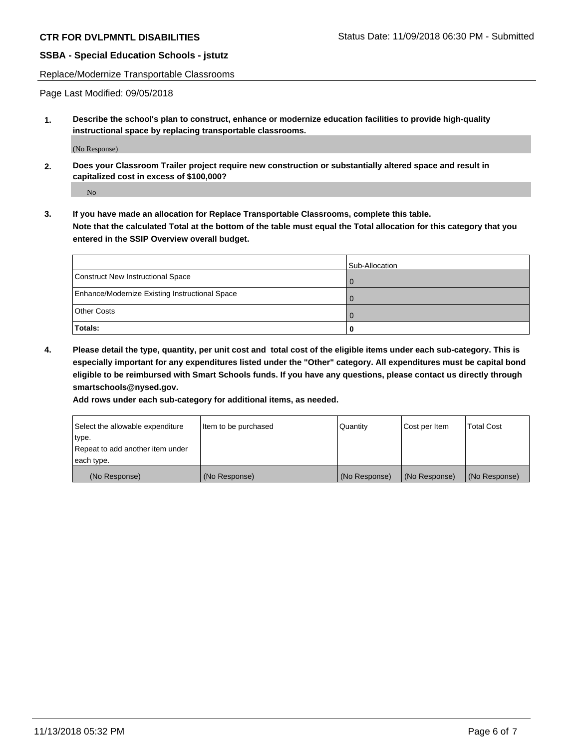Replace/Modernize Transportable Classrooms

Page Last Modified: 09/05/2018

**1. Describe the school's plan to construct, enhance or modernize education facilities to provide high-quality instructional space by replacing transportable classrooms.**

(No Response)

**2. Does your Classroom Trailer project require new construction or substantially altered space and result in capitalized cost in excess of $100,000?**

No

**3. If you have made an allocation for Replace Transportable Classrooms, complete this table. Note that the calculated Total at the bottom of the table must equal the Total allocation for this category that you entered in the SSIP Overview overall budget.**

| | Sub-Allocation |
| --- | --- |
| Construct New Instructional Space | 0 |
| Enhance/Modernize Existing Instructional Space | 0 |
| Other Costs | 0 |
| **Totals:** | **0** |

**4. Please detail the type, quantity, per unit cost and total cost of the eligible items under each sub-category. This is especially important for any expenditures listed under the "Other" category. All expenditures must be capital bond eligible to be reimbursed with Smart Schools funds. If you have any questions, please contact us directly through smartschools@nysed.gov.**

**Add rows under each sub-category for additional items, as needed.**

| Select the allowable expenditure type. Repeat to add another item under each type. | Item to be purchased | Quantity | Cost per Item | Total Cost |
| --- | --- | --- | --- | --- |
| (No Response) | (No Response) | (No Response) | (No Response) | (No Response) |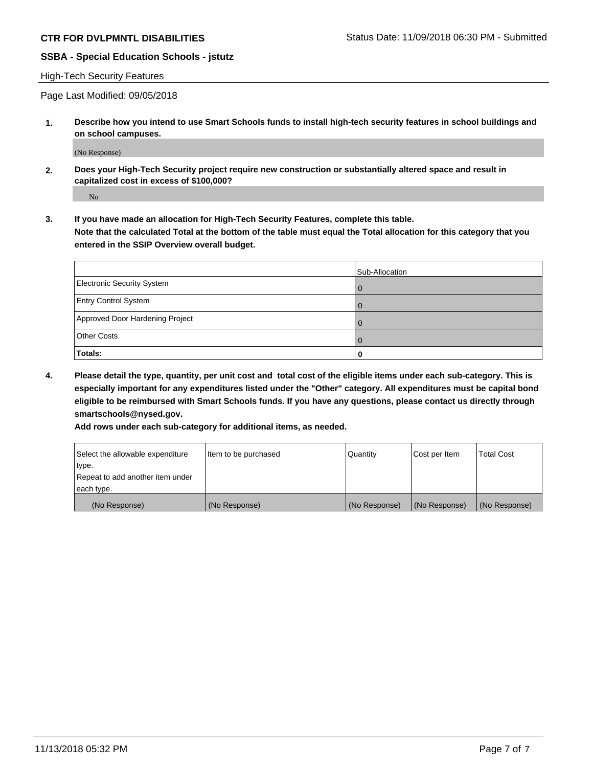**CTR FOR DVLPMNTL DISABILITIES** Status Date: 11/09/2018 06:30 PM - Submitted

**SSBA - Special Education Schools - jstutz**

High-Tech Security Features

Page Last Modified: 09/05/2018

**1. Describe how you intend to use Smart Schools funds to install high-tech security features in school buildings and on school campuses.**

(No Response)

**2. Does your High-Tech Security project require new construction or substantially altered space and result in capitalized cost in excess of $100,000?**

No

**3. If you have made an allocation for High-Tech Security Features, complete this table.**
**Note that the calculated Total at the bottom of the table must equal the Total allocation for this category that you entered in the SSIP Overview overall budget.**

| | Sub-Allocation |
|---|---|
| Electronic Security System | 0 |
| Entry Control System | 0 |
| Approved Door Hardening Project | 0 |
| Other Costs | 0 |
| **Totals:** | **0** |

**4. Please detail the type, quantity, per unit cost and total cost of the eligible items under each sub-category. This is especially important for any expenditures listed under the "Other" category. All expenditures must be capital bond eligible to be reimbursed with Smart Schools funds. If you have any questions, please contact us directly through smartschools@nysed.gov.**

**Add rows under each sub-category for additional items, as needed.**

| Select the allowable expenditure type. Repeat to add another item under each type. | Item to be purchased | Quantity | Cost per Item | Total Cost |
|---|---|---|---|---|
| (No Response) | (No Response) | (No Response) | (No Response) | (No Response) |